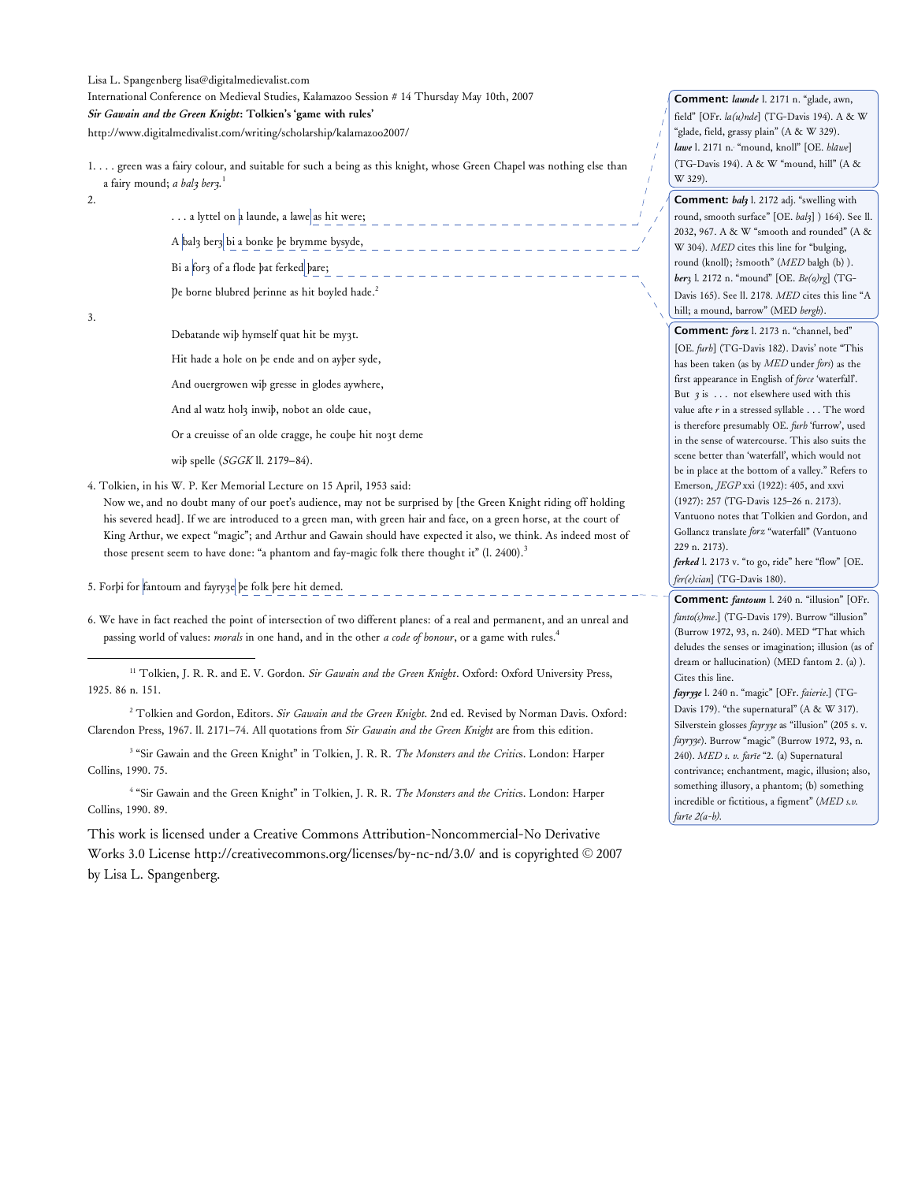Lisa L. Spangenberg lisa@digitalmedievalist.com

International Conference on Medieval Studies, Kalamazoo Session # 14 Thursday May 10th, 2007

***Sir Gawain and the Green Knight*: Tolkien's 'game with rules'**

http://www.digitalmedievalist.com/writing/scholarship/kalamazoo2007/

1. . . . green was a fairy colour, and suitable for such a being as this knight, whose Green Chapel was nothing else than a fairy mound; *a balȝ berȝ.*[1]

2.

> . . . a lyttel on a launde, a lawe as hit were;
>
> A balȝ berȝ bi a bonke þe brymme bysyde,
>
> Bi a forȝ of a flode þat ferked þare;
>
> Þe borne blubred þerinne as hit boyled hade.[2]

3.

> Debatande wiþ hymself quat hit be myȝt.
>
> Hit hade a hole on þe ende and on ayþer syde,
>
> And ouergrowen wiþ gresse in glodes aywhere,
>
> And al watz holȝ inwiþ, nobot an olde caue,
>
> Or a creuisse of an olde cragge, he couþe hit noȝt deme
>
> wiþ spelle (*SGGK* ll. 2179–84).

4. Tolkien, in his W. P. Ker Memorial Lecture on 15 April, 1953 said:

   Now we, and no doubt many of our poet's audience, may not be surprised by [the Green Knight riding off holding his severed head]. If we are introduced to a green man, with green hair and face, on a green horse, at the court of King Arthur, we expect "magic"; and Arthur and Gawain should have expected it also, we think. As indeed most of those present seem to have done: "a phantom and fay-magic folk there thought it" (l. 2400).[3]

5. Forþi for fantoum and fayryȝe þe folk þere hit demed.

6. We have in fact reached the point of intersection of two different planes: of a real and permanent, and an unreal and passing world of values: *morals* in one hand, and in the other *a code of honour*, or a game with rules.[4]

---

[1] Tolkien, J. R. R. and E. V. Gordon. *Sir Gawain and the Green Knight*. Oxford: Oxford University Press, 1925. 86 n. 151.

[2] Tolkien and Gordon, Editors. *Sir Gawain and the Green Knight*. 2nd ed. Revised by Norman Davis. Oxford: Clarendon Press, 1967. ll. 2171–74. All quotations from *Sir Gawain and the Green Knight* are from this edition.

[3] "Sir Gawain and the Green Knight" in Tolkien, J. R. R. *The Monsters and the Critics*. London: Harper Collins, 1990. 75.

[4] "Sir Gawain and the Green Knight" in Tolkien, J. R. R. *The Monsters and the Critics*. London: Harper Collins, 1990. 89.

This work is licensed under a Creative Commons Attribution-Noncommercial-No Derivative Works 3.0 License http://creativecommons.org/licenses/by-nc-nd/3.0/ and is copyrighted © 2007 by Lisa L. Spangenberg.

---

**Comment:** ***launde*** l. 2171 n. "glade, awn, field" [OFr. *la(u)nde*] (TG-Davis 194). A & W "glade, field, grassy plain" (A & W 329). ***lawe*** l. 2171 n. "mound, knoll" [OE. *blāwe*] (TG-Davis 194). A & W "mound, hill" (A & W 329).

**Comment:** ***balȝ*** l. 2172 adj. "swelling with round, smooth surface" [OE. *balȝ*] ) 164). See ll. 2032, 967. A & W "smooth and rounded" (A & W 304). *MED* cites this line for "bulging, round (knoll); ?smooth" (*MED* balgh (b) ). ***berȝ*** l. 2172 n. "mound" [OE. *Be(o)rg*] (TG-Davis 165). See ll. 2178. *MED* cites this line "A hill; a mound, barrow" (MED *bergh*).

**Comment:** ***forȝ*** l. 2173 n. "channel, bed" [OE. *furh*] (TG-Davis 182). Davis' note "This has been taken (as by *MED* under *fors*) as the first appearance in English of *force* 'waterfall'. But *ȝ* is . . . not elsewhere used with this value afte *r* in a stressed syllable . . . The word is therefore presumably OE. *furh* 'furrow', used in the sense of watercourse. This also suits the scene better than 'waterfall', which would not be in place at the bottom of a valley." Refers to Emerson, *JEGP* xxi (1922): 405, and xxvi (1927): 257 (TG-Davis 125–26 n. 2173). Vantuono notes that Tolkien and Gordon, and Gollancz translate *forȝ* "waterfall" (Vantuono 229 n. 2173). ***ferked*** l. 2173 v. "to go, ride" here "flow" [OE. *fer(e)cian*] (TG-Davis 180).

**Comment:** ***fantoum*** l. 240 n. "illusion" [OFr. *fanto(s)me*.] (TG-Davis 179). Burrow "illusion" (Burrow 1972, 93, n. 240). MED "That which deludes the senses or imagination; illusion (as of dream or hallucination) (MED fantom 2. (a) ). Cites this line. ***fayryȝe*** l. 240 n. "magic" [OFr. *faierie*.] (TG-Davis 179). "the supernatural" (A & W 317). Silverstein glosses *fayryȝe* as "illusion" (205 s. v. *fayryȝe*). Burrow "magic" (Burrow 1972, 93, n. 240). *MED s. v. farīe* "2. (a) Supernatural contrivance; enchantment, magic, illusion; also, something illusory, a phantom; (b) something incredible or fictitious, a figment" (*MED s.v. farīe 2(a-b)*.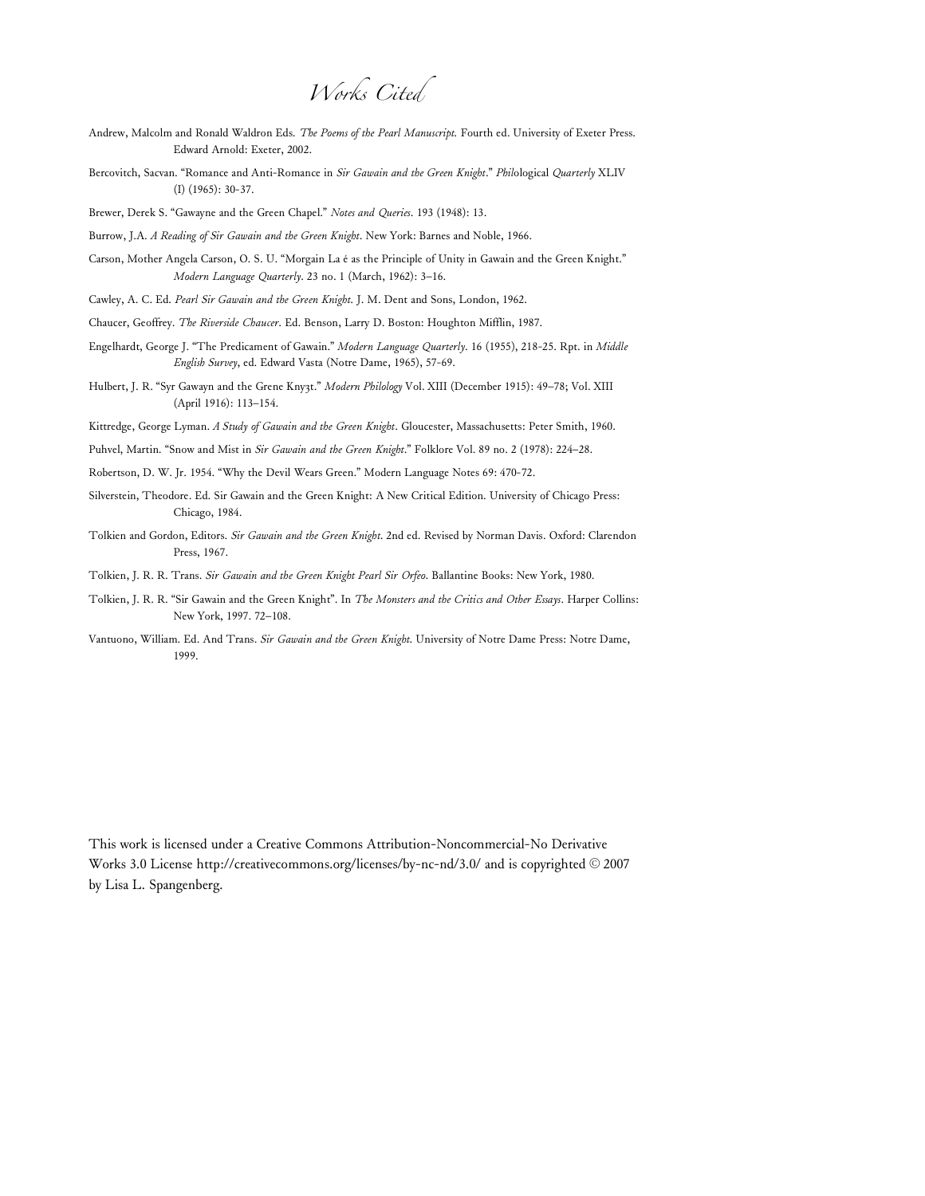# *Works Cited*

Andrew, Malcolm and Ronald Waldron Eds. *The Poems of the Pearl Manuscript.* Fourth ed. University of Exeter Press. Edward Arnold: Exeter, 2002.

Bercovitch, Sacvan. "Romance and Anti-Romance in *Sir Gawain and the Green Knight*." *Phil*ological *Quarterly* XLIV (I) (1965): 30-37.

Brewer, Derek S. "Gawayne and the Green Chapel." *Notes and Queries*. 193 (1948): 13.

Burrow, J.A. *A Reading of Sir Gawain and the Green Knight*. New York: Barnes and Noble, 1966.

Carson, Mother Angela Carson, O. S. U. "Morgain La é as the Principle of Unity in Gawain and the Green Knight." *Modern Language Quarterly*. 23 no. 1 (March, 1962): 3–16.

Cawley, A. C. Ed. *Pearl Sir Gawain and the Green Knight*. J. M. Dent and Sons, London, 1962.

Chaucer, Geoffrey. *The Riverside Chaucer*. Ed. Benson, Larry D. Boston: Houghton Mifflin, 1987.

Engelhardt, George J. "The Predicament of Gawain." *Modern Language Quarterly*. 16 (1955), 218-25. Rpt. in *Middle English Survey*, ed. Edward Vasta (Notre Dame, 1965), 57-69.

Hulbert, J. R. "Syr Gawayn and the Grene Knyȝt." *Modern Philology* Vol. XIII (December 1915): 49–78; Vol. XIII (April 1916): 113–154.

Kittredge, George Lyman. *A Study of Gawain and the Green Knight*. Gloucester, Massachusetts: Peter Smith, 1960.

Puhvel, Martin. "Snow and Mist in *Sir Gawain and the Green Knight*." Folklore Vol. 89 no. 2 (1978): 224–28.

Robertson, D. W. Jr. 1954. "Why the Devil Wears Green." Modern Language Notes 69: 470-72.

Silverstein, Theodore. Ed. Sir Gawain and the Green Knight: A New Critical Edition. University of Chicago Press: Chicago, 1984.

Tolkien and Gordon, Editors. *Sir Gawain and the Green Knight*. 2nd ed. Revised by Norman Davis. Oxford: Clarendon Press, 1967.

Tolkien, J. R. R. Trans. *Sir Gawain and the Green Knight Pearl Sir Orfeo*. Ballantine Books: New York, 1980.

Tolkien, J. R. R. "Sir Gawain and the Green Knight". In *The Monsters and the Critics and Other Essays*. Harper Collins: New York, 1997. 72–108.

Vantuono, William. Ed. And Trans. *Sir Gawain and the Green Knight*. University of Notre Dame Press: Notre Dame, 1999.

This work is licensed under a Creative Commons Attribution-Noncommercial-No Derivative Works 3.0 License http://creativecommons.org/licenses/by-nc-nd/3.0/ and is copyrighted © 2007 by Lisa L. Spangenberg.